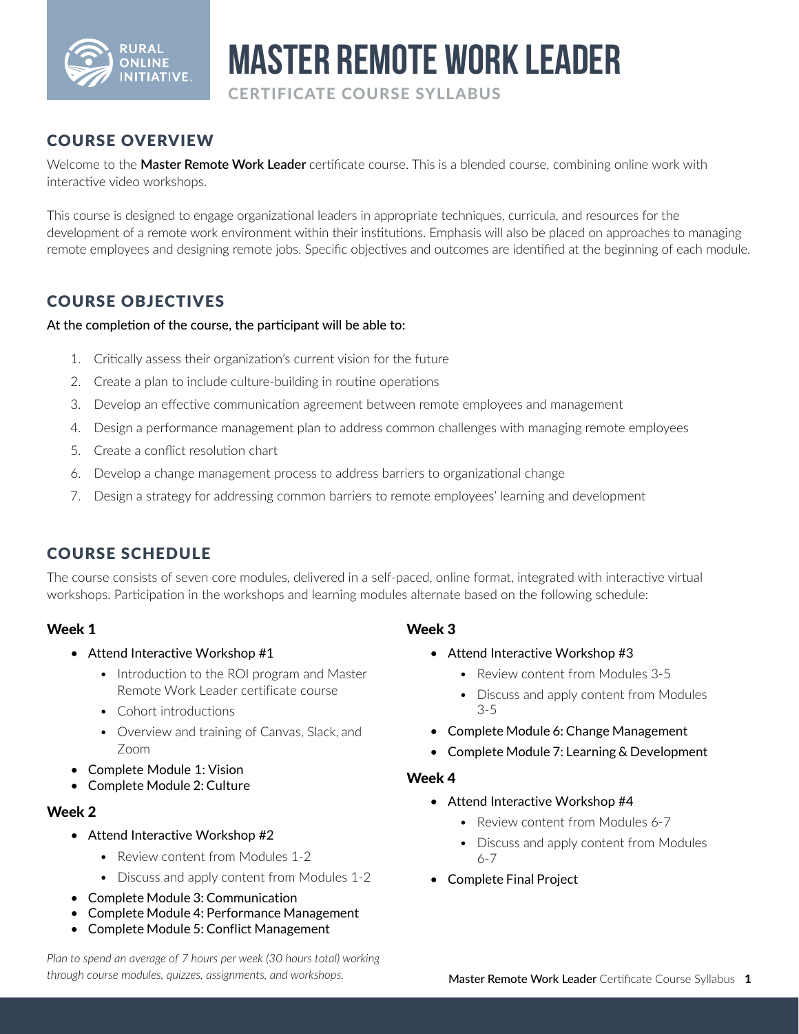# MASTER REMOTE WORK LEADER

CERTIFICATE COURSE SYLLABUS

## COURSE OVERVIEW

Welcome to the **Master Remote Work Leader** certificate course. This is a blended course, combining online work with interactive video workshops.

This course is designed to engage organizational leaders in appropriate techniques, curricula, and resources for the development of a remote work environment within their institutions. Emphasis will also be placed on approaches to managing remote employees and designing remote jobs. Specific objectives and outcomes are identified at the beginning of each module.

## COURSE OBJECTIVES

At the completion of the course, the participant will be able to:

1. Critically assess their organization's current vision for the future
2. Create a plan to include culture-building in routine operations
3. Develop an effective communication agreement between remote employees and management
4. Design a performance management plan to address common challenges with managing remote employees
5. Create a conflict resolution chart
6. Develop a change management process to address barriers to organizational change
7. Design a strategy for addressing common barriers to remote employees' learning and development

## COURSE SCHEDULE

The course consists of seven core modules, delivered in a self-paced, online format, integrated with interactive virtual workshops. Participation in the workshops and learning modules alternate based on the following schedule:

### Week 1

- Attend Interactive Workshop #1
  - Introduction to the ROI program and Master Remote Work Leader certificate course
  - Cohort introductions
  - Overview and training of Canvas, Slack, and Zoom
- Complete Module 1: Vision
- Complete Module 2: Culture

### Week 2

- Attend Interactive Workshop #2
  - Review content from Modules 1-2
  - Discuss and apply content from Modules 1-2
- Complete Module 3: Communication
- Complete Module 4: Performance Management
- Complete Module 5: Conflict Management

### Week 3

- Attend Interactive Workshop #3
  - Review content from Modules 3-5
  - Discuss and apply content from Modules 3-5
- Complete Module 6: Change Management
- Complete Module 7: Learning & Development

### Week 4

- Attend Interactive Workshop #4
  - Review content from Modules 6-7
  - Discuss and apply content from Modules 6-7
- Complete Final Project

*Plan to spend an average of 7 hours per week (30 hours total) working through course modules, quizzes, assignments, and workshops.*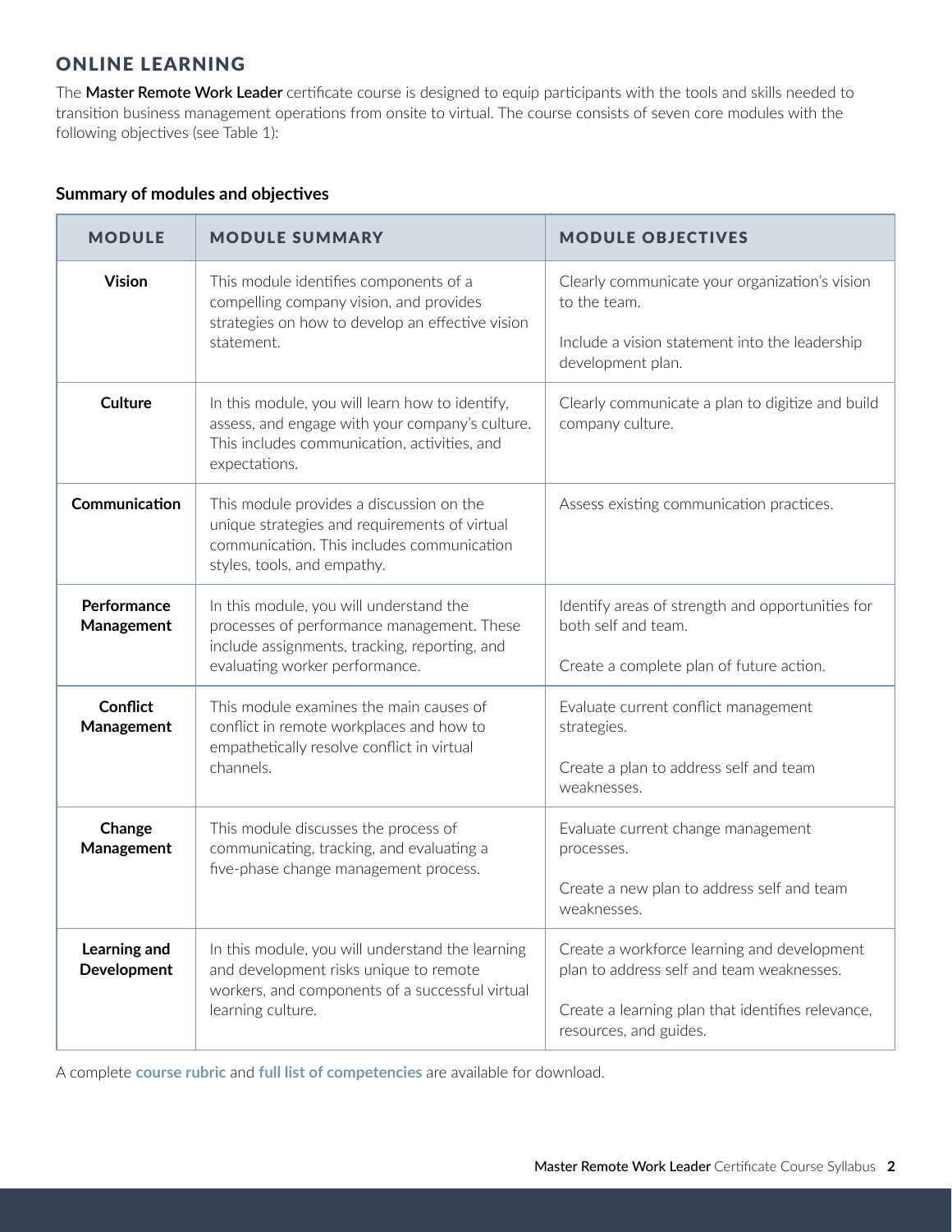## ONLINE LEARNING

The **Master Remote Work Leader** certificate course is designed to equip participants with the tools and skills needed to transition business management operations from onsite to virtual. The course consists of seven core modules with the following objectives (see Table 1):

**Summary of modules and objectives**

| MODULE | MODULE SUMMARY | MODULE OBJECTIVES |
|---|---|---|
| **Vision** | This module identifies components of a compelling company vision, and provides strategies on how to develop an effective vision statement. | Clearly communicate your organization's vision to the team.<br><br>Include a vision statement into the leadership development plan. |
| **Culture** | In this module, you will learn how to identify, assess, and engage with your company's culture. This includes communication, activities, and expectations. | Clearly communicate a plan to digitize and build company culture. |
| **Communication** | This module provides a discussion on the unique strategies and requirements of virtual communication. This includes communication styles, tools, and empathy. | Assess existing communication practices. |
| **Performance Management** | In this module, you will understand the processes of performance management. These include assignments, tracking, reporting, and evaluating worker performance. | Identify areas of strength and opportunities for both self and team.<br><br>Create a complete plan of future action. |
| **Conflict Management** | This module examines the main causes of conflict in remote workplaces and how to empathetically resolve conflict in virtual channels. | Evaluate current conflict management strategies.<br><br>Create a plan to address self and team weaknesses. |
| **Change Management** | This module discusses the process of communicating, tracking, and evaluating a five-phase change management process. | Evaluate current change management processes.<br><br>Create a new plan to address self and team weaknesses. |
| **Learning and Development** | In this module, you will understand the learning and development risks unique to remote workers, and components of a successful virtual learning culture. | Create a workforce learning and development plan to address self and team weaknesses.<br><br>Create a learning plan that identifies relevance, resources, and guides. |

A complete **course rubric** and **full list of competencies** are available for download.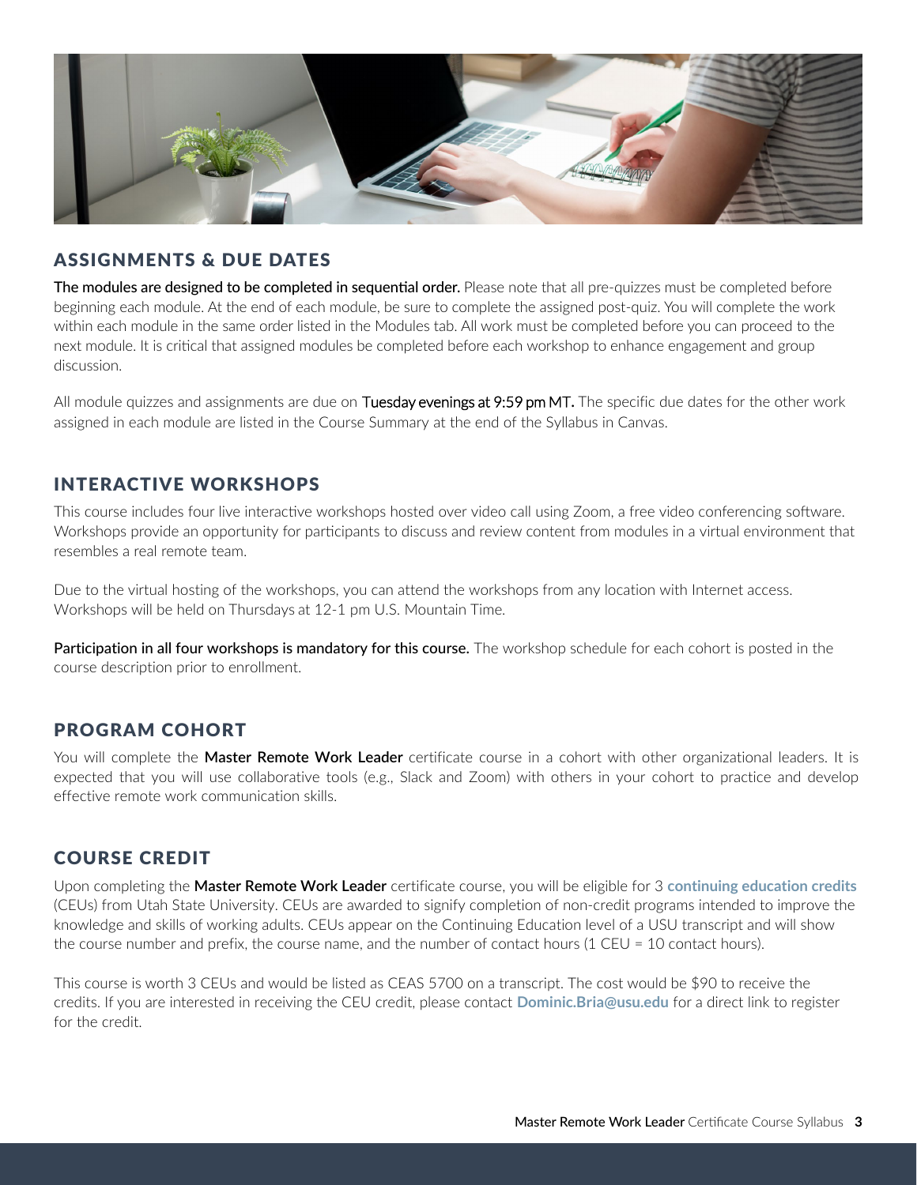## ASSIGNMENTS & DUE DATES

**The modules are designed to be completed in sequential order.** Please note that all pre-quizzes must be completed before beginning each module. At the end of each module, be sure to complete the assigned post-quiz. You will complete the work within each module in the same order listed in the Modules tab. All work must be completed before you can proceed to the next module. It is critical that assigned modules be completed before each workshop to enhance engagement and group discussion.

All module quizzes and assignments are due on Tuesday evenings at 9:59 pm MT. The specific due dates for the other work assigned in each module are listed in the Course Summary at the end of the Syllabus in Canvas.

## INTERACTIVE WORKSHOPS

This course includes four live interactive workshops hosted over video call using Zoom, a free video conferencing software. Workshops provide an opportunity for participants to discuss and review content from modules in a virtual environment that resembles a real remote team.

Due to the virtual hosting of the workshops, you can attend the workshops from any location with Internet access. Workshops will be held on Thursdays at 12-1 pm U.S. Mountain Time.

**Participation in all four workshops is mandatory for this course.** The workshop schedule for each cohort is posted in the course description prior to enrollment.

## PROGRAM COHORT

You will complete the **Master Remote Work Leader** certificate course in a cohort with other organizational leaders. It is expected that you will use collaborative tools (e.g., Slack and Zoom) with others in your cohort to practice and develop effective remote work communication skills.

## COURSE CREDIT

Upon completing the **Master Remote Work Leader** certificate course, you will be eligible for 3 **continuing education credits** (CEUs) from Utah State University. CEUs are awarded to signify completion of non-credit programs intended to improve the knowledge and skills of working adults. CEUs appear on the Continuing Education level of a USU transcript and will show the course number and prefix, the course name, and the number of contact hours (1 CEU = 10 contact hours).

This course is worth 3 CEUs and would be listed as CEAS 5700 on a transcript. The cost would be $90 to receive the credits. If you are interested in receiving the CEU credit, please contact **Dominic.Bria@usu.edu** for a direct link to register for the credit.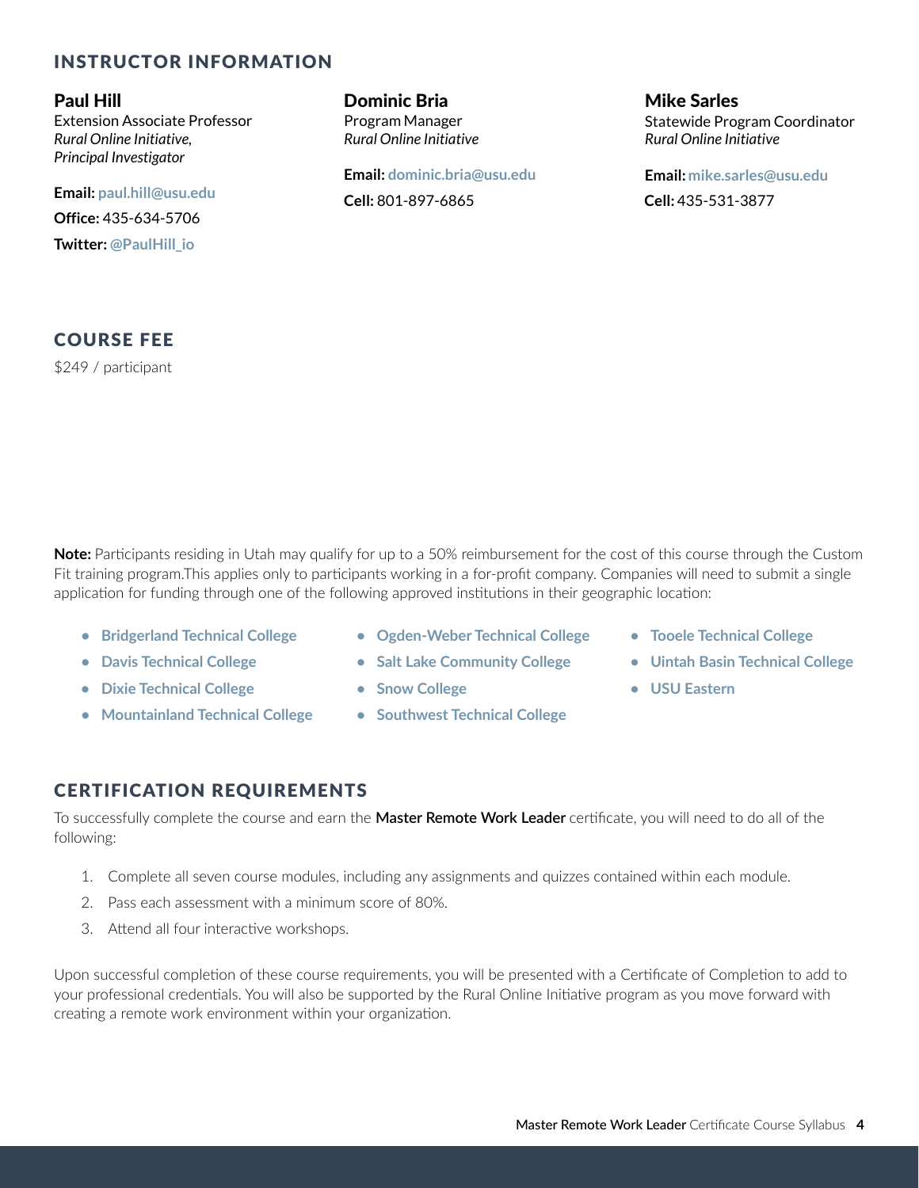## INSTRUCTOR INFORMATION

**Paul Hill**
Extension Associate Professor
*Rural Online Initiative,*
*Principal Investigator*

**Email:** paul.hill@usu.edu
**Office:** 435-634-5706
**Twitter:** @PaulHill_io

**Dominic Bria**
Program Manager
*Rural Online Initiative*

**Email:** dominic.bria@usu.edu
**Cell:** 801-897-6865

**Mike Sarles**
Statewide Program Coordinator
*Rural Online Initiative*

**Email:** mike.sarles@usu.edu
**Cell:** 435-531-3877

## COURSE FEE

$249 / participant

**Note:** Participants residing in Utah may qualify for up to a 50% reimbursement for the cost of this course through the Custom Fit training program.This applies only to participants working in a for-profit company. Companies will need to submit a single application for funding through one of the following approved institutions in their geographic location:

- **Bridgerland Technical College**
- **Davis Technical College**
- **Dixie Technical College**
- **Mountainland Technical College**
- **Ogden-Weber Technical College**
- **Salt Lake Community College**
- **Snow College**
- **Southwest Technical College**
- **Tooele Technical College**
- **Uintah Basin Technical College**
- **USU Eastern**

## CERTIFICATION REQUIREMENTS

To successfully complete the course and earn the **Master Remote Work Leader** certificate, you will need to do all of the following:

1. Complete all seven course modules, including any assignments and quizzes contained within each module.
2. Pass each assessment with a minimum score of 80%.
3. Attend all four interactive workshops.

Upon successful completion of these course requirements, you will be presented with a Certificate of Completion to add to your professional credentials. You will also be supported by the Rural Online Initiative program as you move forward with creating a remote work environment within your organization.